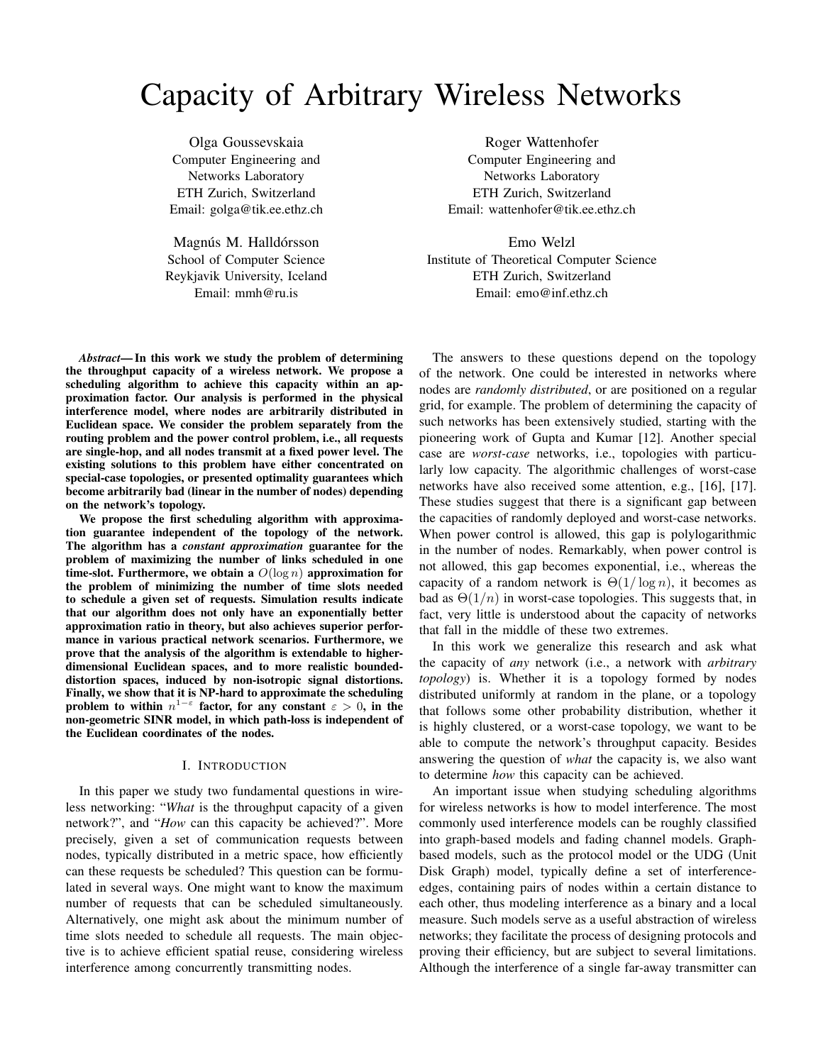# Capacity of Arbitrary Wireless Networks

Olga Goussevskaia
Computer Engineering and Networks Laboratory
ETH Zurich, Switzerland
Email: golga@tik.ee.ethz.ch

Roger Wattenhofer
Computer Engineering and Networks Laboratory
ETH Zurich, Switzerland
Email: wattenhofer@tik.ee.ethz.ch

Magnús M. Halldórsson
School of Computer Science
Reykjavik University, Iceland
Email: mmh@ru.is

Emo Welzl
Institute of Theoretical Computer Science
ETH Zurich, Switzerland
Email: emo@inf.ethz.ch

***Abstract*— In this work we study the problem of determining the throughput capacity of a wireless network. We propose a scheduling algorithm to achieve this capacity within an approximation factor. Our analysis is performed in the physical interference model, where nodes are arbitrarily distributed in Euclidean space. We consider the problem separately from the routing problem and the power control problem, i.e., all requests are single-hop, and all nodes transmit at a fixed power level. The existing solutions to this problem have either concentrated on special-case topologies, or presented optimality guarantees which become arbitrarily bad (linear in the number of nodes) depending on the network's topology.**

**We propose the first scheduling algorithm with approximation guarantee independent of the topology of the network. The algorithm has a *constant approximation* guarantee for the problem of maximizing the number of links scheduled in one time-slot. Furthermore, we obtain a $O(\log n)$ approximation for the problem of minimizing the number of time slots needed to schedule a given set of requests. Simulation results indicate that our algorithm does not only have an exponentially better approximation ratio in theory, but also achieves superior performance in various practical network scenarios. Furthermore, we prove that the analysis of the algorithm is extendable to higher-dimensional Euclidean spaces, and to more realistic bounded-distortion spaces, induced by non-isotropic signal distortions. Finally, we show that it is NP-hard to approximate the scheduling problem to within $n^{1-\varepsilon}$ factor, for any constant $\varepsilon > 0$, in the non-geometric SINR model, in which path-loss is independent of the Euclidean coordinates of the nodes.**

## I. Introduction

In this paper we study two fundamental questions in wireless networking: "*What* is the throughput capacity of a given network?", and "*How* can this capacity be achieved?". More precisely, given a set of communication requests between nodes, typically distributed in a metric space, how efficiently can these requests be scheduled? This question can be formulated in several ways. One might want to know the maximum number of requests that can be scheduled simultaneously. Alternatively, one might ask about the minimum number of time slots needed to schedule all requests. The main objective is to achieve efficient spatial reuse, considering wireless interference among concurrently transmitting nodes.

The answers to these questions depend on the topology of the network. One could be interested in networks where nodes are *randomly distributed*, or are positioned on a regular grid, for example. The problem of determining the capacity of such networks has been extensively studied, starting with the pioneering work of Gupta and Kumar [12]. Another special case are *worst-case* networks, i.e., topologies with particularly low capacity. The algorithmic challenges of worst-case networks have also received some attention, e.g., [16], [17]. These studies suggest that there is a significant gap between the capacities of randomly deployed and worst-case networks. When power control is allowed, this gap is polylogarithmic in the number of nodes. Remarkably, when power control is not allowed, this gap becomes exponential, i.e., whereas the capacity of a random network is $\Theta(1/\log n)$, it becomes as bad as $\Theta(1/n)$ in worst-case topologies. This suggests that, in fact, very little is understood about the capacity of networks that fall in the middle of these two extremes.

In this work we generalize this research and ask what the capacity of *any* network (i.e., a network with *arbitrary topology*) is. Whether it is a topology formed by nodes distributed uniformly at random in the plane, or a topology that follows some other probability distribution, whether it is highly clustered, or a worst-case topology, we want to be able to compute the network's throughput capacity. Besides answering the question of *what* the capacity is, we also want to determine *how* this capacity can be achieved.

An important issue when studying scheduling algorithms for wireless networks is how to model interference. The most commonly used interference models can be roughly classified into graph-based models and fading channel models. Graph-based models, such as the protocol model or the UDG (Unit Disk Graph) model, typically define a set of interference-edges, containing pairs of nodes within a certain distance to each other, thus modeling interference as a binary and a local measure. Such models serve as a useful abstraction of wireless networks; they facilitate the process of designing protocols and proving their efficiency, but are subject to several limitations. Although the interference of a single far-away transmitter can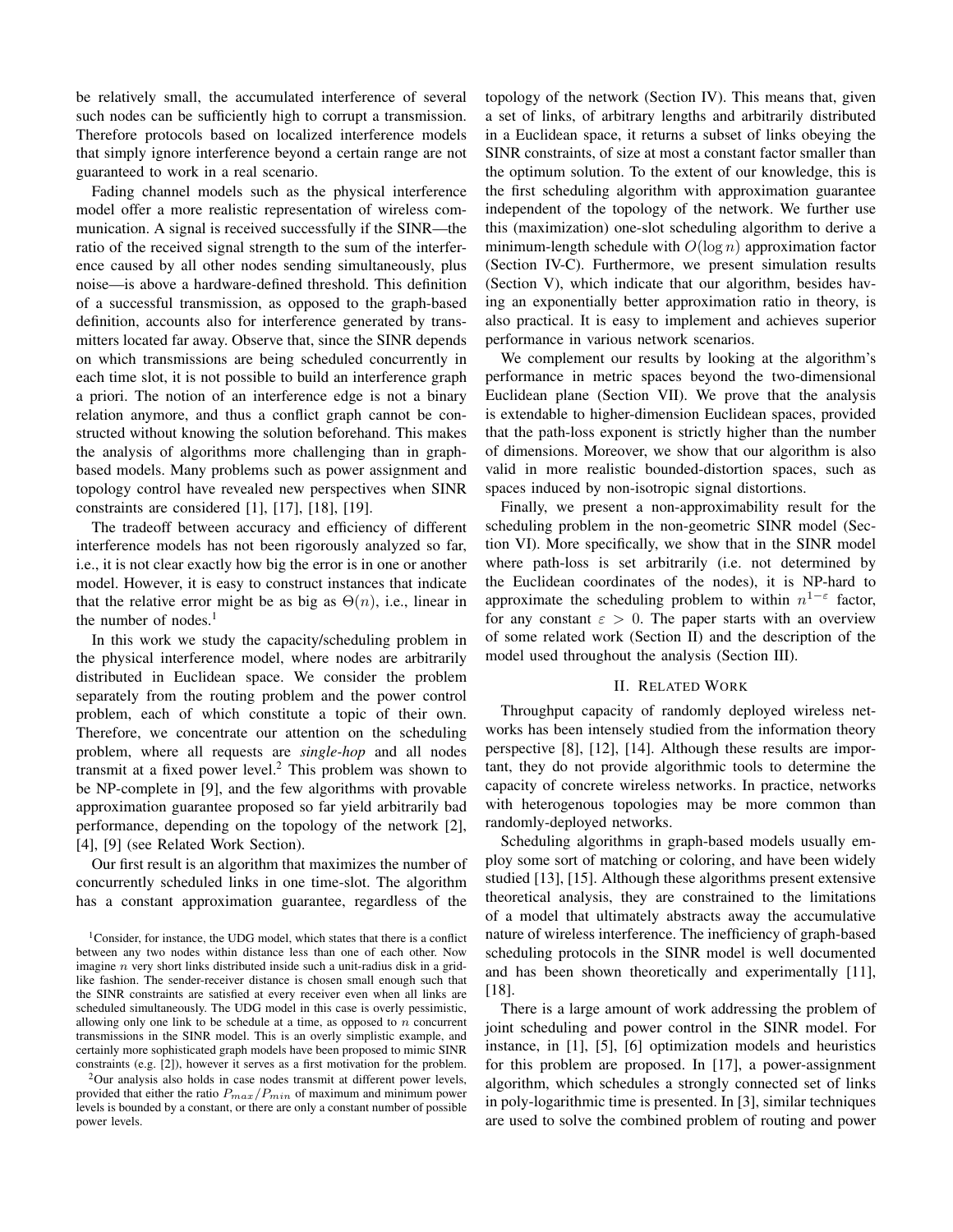be relatively small, the accumulated interference of several such nodes can be sufficiently high to corrupt a transmission. Therefore protocols based on localized interference models that simply ignore interference beyond a certain range are not guaranteed to work in a real scenario.

Fading channel models such as the physical interference model offer a more realistic representation of wireless communication. A signal is received successfully if the SINR—the ratio of the received signal strength to the sum of the interference caused by all other nodes sending simultaneously, plus noise—is above a hardware-defined threshold. This definition of a successful transmission, as opposed to the graph-based definition, accounts also for interference generated by transmitters located far away. Observe that, since the SINR depends on which transmissions are being scheduled concurrently in each time slot, it is not possible to build an interference graph a priori. The notion of an interference edge is not a binary relation anymore, and thus a conflict graph cannot be constructed without knowing the solution beforehand. This makes the analysis of algorithms more challenging than in graph-based models. Many problems such as power assignment and topology control have revealed new perspectives when SINR constraints are considered [1], [17], [18], [19].

The tradeoff between accuracy and efficiency of different interference models has not been rigorously analyzed so far, i.e., it is not clear exactly how big the error is in one or another model. However, it is easy to construct instances that indicate that the relative error might be as big as $\Theta(n)$, i.e., linear in the number of nodes.[1]

In this work we study the capacity/scheduling problem in the physical interference model, where nodes are arbitrarily distributed in Euclidean space. We consider the problem separately from the routing problem and the power control problem, each of which constitute a topic of their own. Therefore, we concentrate our attention on the scheduling problem, where all requests are *single-hop* and all nodes transmit at a fixed power level.[2] This problem was shown to be NP-complete in [9], and the few algorithms with provable approximation guarantee proposed so far yield arbitrarily bad performance, depending on the topology of the network [2], [4], [9] (see Related Work Section).

Our first result is an algorithm that maximizes the number of concurrently scheduled links in one time-slot. The algorithm has a constant approximation guarantee, regardless of the topology of the network (Section IV). This means that, given a set of links, of arbitrary lengths and arbitrarily distributed in a Euclidean space, it returns a subset of links obeying the SINR constraints, of size at most a constant factor smaller than the optimum solution. To the extent of our knowledge, this is the first scheduling algorithm with approximation guarantee independent of the topology of the network. We further use this (maximization) one-slot scheduling algorithm to derive a minimum-length schedule with $O(\log n)$ approximation factor (Section IV-C). Furthermore, we present simulation results (Section V), which indicate that our algorithm, besides having an exponentially better approximation ratio in theory, is also practical. It is easy to implement and achieves superior performance in various network scenarios.

We complement our results by looking at the algorithm's performance in metric spaces beyond the two-dimensional Euclidean plane (Section VII). We prove that the analysis is extendable to higher-dimension Euclidean spaces, provided that the path-loss exponent is strictly higher than the number of dimensions. Moreover, we show that our algorithm is also valid in more realistic bounded-distortion spaces, such as spaces induced by non-isotropic signal distortions.

Finally, we present a non-approximability result for the scheduling problem in the non-geometric SINR model (Section VI). More specifically, we show that in the SINR model where path-loss is set arbitrarily (i.e. not determined by the Euclidean coordinates of the nodes), it is NP-hard to approximate the scheduling problem to within $n^{1-\varepsilon}$ factor, for any constant $\varepsilon > 0$. The paper starts with an overview of some related work (Section II) and the description of the model used throughout the analysis (Section III).

## II. Related Work

Throughput capacity of randomly deployed wireless networks has been intensely studied from the information theory perspective [8], [12], [14]. Although these results are important, they do not provide algorithmic tools to determine the capacity of concrete wireless networks. In practice, networks with heterogenous topologies may be more common than randomly-deployed networks.

Scheduling algorithms in graph-based models usually employ some sort of matching or coloring, and have been widely studied [13], [15]. Although these algorithms present extensive theoretical analysis, they are constrained to the limitations of a model that ultimately abstracts away the accumulative nature of wireless interference. The inefficiency of graph-based scheduling protocols in the SINR model is well documented and has been shown theoretically and experimentally [11], [18].

There is a large amount of work addressing the problem of joint scheduling and power control in the SINR model. For instance, in [1], [5], [6] optimization models and heuristics for this problem are proposed. In [17], a power-assignment algorithm, which schedules a strongly connected set of links in poly-logarithmic time is presented. In [3], similar techniques are used to solve the combined problem of routing and power

[1] Consider, for instance, the UDG model, which states that there is a conflict between any two nodes within distance less than one of each other. Now imagine $n$ very short links distributed inside such a unit-radius disk in a grid-like fashion. The sender-receiver distance is chosen small enough such that the SINR constraints are satisfied at every receiver even when all links are scheduled simultaneously. The UDG model in this case is overly pessimistic, allowing only one link to be schedule at a time, as opposed to $n$ concurrent transmissions in the SINR model. This is an overly simplistic example, and certainly more sophisticated graph models have been proposed to mimic SINR constraints (e.g. [2]), however it serves as a first motivation for the problem.

[2] Our analysis also holds in case nodes transmit at different power levels, provided that either the ratio $P_{max}/P_{min}$ of maximum and minimum power levels is bounded by a constant, or there are only a constant number of possible power levels.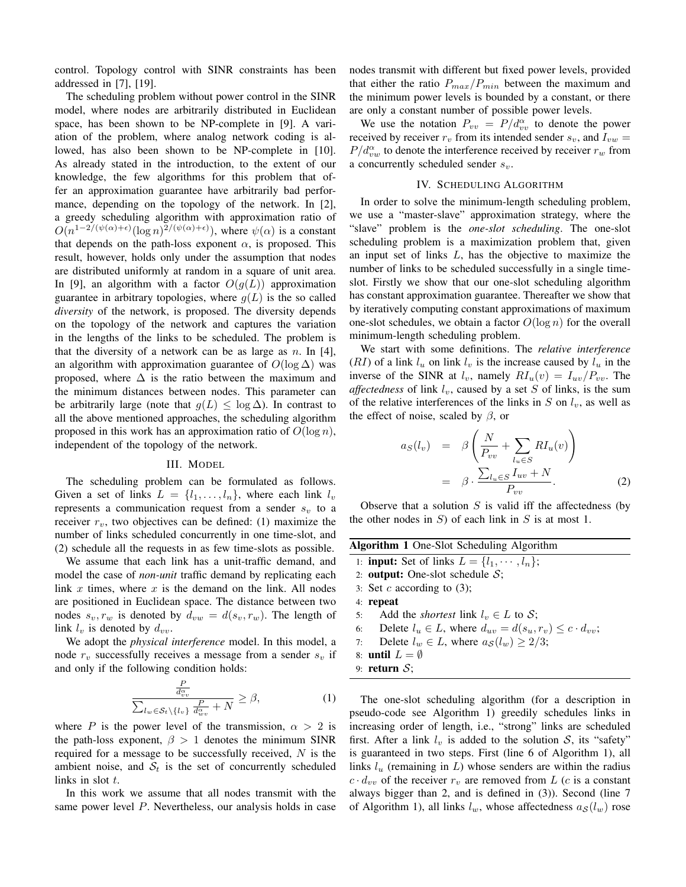control. Topology control with SINR constraints has been addressed in [7], [19].

The scheduling problem without power control in the SINR model, where nodes are arbitrarily distributed in Euclidean space, has been shown to be NP-complete in [9]. A variation of the problem, where analog network coding is allowed, has also been shown to be NP-complete in [10]. As already stated in the introduction, to the extent of our knowledge, the few algorithms for this problem that offer an approximation guarantee have arbitrarily bad performance, depending on the topology of the network. In [2], a greedy scheduling algorithm with approximation ratio of $O(n^{1-2/(\psi(\alpha)+\epsilon)}(\log n)^{2/(\psi(\alpha)+\epsilon)})$, where $\psi(\alpha)$ is a constant that depends on the path-loss exponent $\alpha$, is proposed. This result, however, holds only under the assumption that nodes are distributed uniformly at random in a square of unit area. In [9], an algorithm with a factor $O(g(L))$ approximation guarantee in arbitrary topologies, where $g(L)$ is the so called *diversity* of the network, is proposed. The diversity depends on the topology of the network and captures the variation in the lengths of the links to be scheduled. The problem is that the diversity of a network can be as large as $n$. In [4], an algorithm with approximation guarantee of $O(\log \Delta)$ was proposed, where $\Delta$ is the ratio between the maximum and the minimum distances between nodes. This parameter can be arbitrarily large (note that $g(L) \leq \log \Delta$). In contrast to all the above mentioned approaches, the scheduling algorithm proposed in this work has an approximation ratio of $O(\log n)$, independent of the topology of the network.

## III. Model

The scheduling problem can be formulated as follows. Given a set of links $L = \{l_1, \ldots, l_n\}$, where each link $l_v$ represents a communication request from a sender $s_v$ to a receiver $r_v$, two objectives can be defined: (1) maximize the number of links scheduled concurrently in one time-slot, and (2) schedule all the requests in as few time-slots as possible.

We assume that each link has a unit-traffic demand, and model the case of *non-unit* traffic demand by replicating each link $x$ times, where $x$ is the demand on the link. All nodes are positioned in Euclidean space. The distance between two nodes $s_v, r_w$ is denoted by $d_{vw} = d(s_v, r_w)$. The length of link $l_v$ is denoted by $d_{vv}$.

We adopt the *physical interference* model. In this model, a node $r_v$ successfully receives a message from a sender $s_v$ if and only if the following condition holds:

$$\frac{\frac{P}{d_{vv}^{\alpha}}}{\sum_{l_w \in \mathcal{S}_t \setminus \{l_v\}} \frac{P}{d_{wv}^{\alpha}} + N} \geq \beta, \tag{1}$$

where $P$ is the power level of the transmission, $\alpha > 2$ is the path-loss exponent, $\beta > 1$ denotes the minimum SINR required for a message to be successfully received, $N$ is the ambient noise, and $\mathcal{S}_t$ is the set of concurrently scheduled links in slot $t$.

In this work we assume that all nodes transmit with the same power level $P$. Nevertheless, our analysis holds in case nodes transmit with different but fixed power levels, provided that either the ratio $P_{max}/P_{min}$ between the maximum and the minimum power levels is bounded by a constant, or there are only a constant number of possible power levels.

We use the notation $P_{vv} = P/d_{vv}^{\alpha}$ to denote the power received by receiver $r_v$ from its intended sender $s_v$, and $I_{vw} = P/d_{vw}^{\alpha}$ to denote the interference received by receiver $r_w$ from a concurrently scheduled sender $s_v$.

## IV. Scheduling Algorithm

In order to solve the minimum-length scheduling problem, we use a "master-slave" approximation strategy, where the "slave" problem is the *one-slot scheduling*. The one-slot scheduling problem is a maximization problem that, given an input set of links $L$, has the objective to maximize the number of links to be scheduled successfully in a single time-slot. Firstly we show that our one-slot scheduling algorithm has constant approximation guarantee. Thereafter we show that by iteratively computing constant approximations of maximum one-slot schedules, we obtain a factor $O(\log n)$ for the overall minimum-length scheduling problem.

We start with some definitions. The *relative interference* ($RI$) of a link $l_u$ on link $l_v$ is the increase caused by $l_u$ in the inverse of the SINR at $l_v$, namely $RI_u(v) = I_{uv}/P_{vv}$. The *affectedness* of link $l_v$, caused by a set $S$ of links, is the sum of the relative interferences of the links in $S$ on $l_v$, as well as the effect of noise, scaled by $\beta$, or

$$\begin{aligned} a_S(l_v) &= \beta \left( \frac{N}{P_{vv}} + \sum_{l_u \in S} RI_u(v) \right) \\ &= \beta \cdot \frac{\sum_{l_u \in S} I_{uv} + N}{P_{vv}}. \end{aligned} \tag{2}$$

Observe that a solution $S$ is valid iff the affectedness (by the other nodes in $S$) of each link in $S$ is at most 1.

**Algorithm 1** One-Slot Scheduling Algorithm

```
1: input: Set of links L = {l_1, ..., l_n};
2: output: One-slot schedule S;
3: Set c according to (3);
4: repeat
5:    Add the shortest link l_v ∈ L to S;
6:    Delete l_u ∈ L, where d_uv = d(s_u, r_v) ≤ c · d_vv;
7:    Delete l_w ∈ L, where a_S(l_w) ≥ 2/3;
8: until L = ∅
9: return S;
```

The one-slot scheduling algorithm (for a description in pseudo-code see Algorithm 1) greedily schedules links in increasing order of length, i.e., "strong" links are scheduled first. After a link $l_v$ is added to the solution $\mathcal{S}$, its "safety" is guaranteed in two steps. First (line 6 of Algorithm 1), all links $l_u$ (remaining in $L$) whose senders are within the radius $c \cdot d_{vv}$ of the receiver $r_v$ are removed from $L$ ($c$ is a constant always bigger than 2, and is defined in (3)). Second (line 7 of Algorithm 1), all links $l_w$, whose affectedness $a_{\mathcal{S}}(l_w)$ rose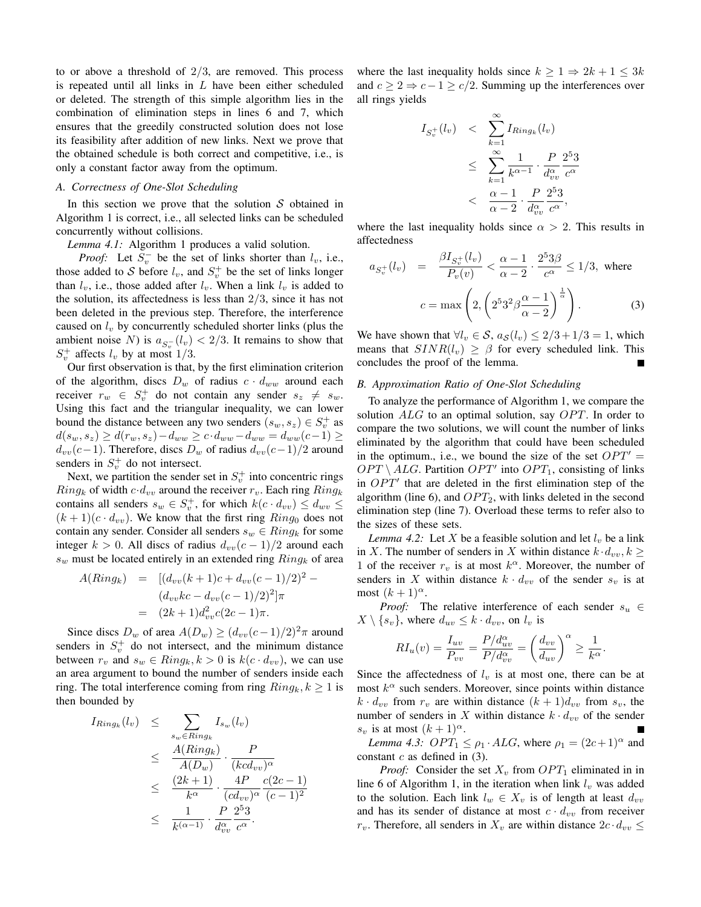to or above a threshold of 2/3, are removed. This process is repeated until all links in $L$ have been either scheduled or deleted. The strength of this simple algorithm lies in the combination of elimination steps in lines 6 and 7, which ensures that the greedily constructed solution does not lose its feasibility after addition of new links. Next we prove that the obtained schedule is both correct and competitive, i.e., is only a constant factor away from the optimum.

### A. Correctness of One-Slot Scheduling

In this section we prove that the solution $\mathcal{S}$ obtained in Algorithm 1 is correct, i.e., all selected links can be scheduled concurrently without collisions.

*Lemma 4.1:* Algorithm 1 produces a valid solution.

*Proof:* Let $S_v^-$ be the set of links shorter than $l_v$, i.e., those added to $\mathcal{S}$ before $l_v$, and $S_v^+$ be the set of links longer than $l_v$, i.e., those added after $l_v$. When a link $l_v$ is added to the solution, its affectedness is less than $2/3$, since it has not been deleted in the previous step. Therefore, the interference caused on $l_v$ by concurrently scheduled shorter links (plus the ambient noise $N$) is $a_{S_v^-}(l_v) < 2/3$. It remains to show that $S_v^+$ affects $l_v$ by at most $1/3$.

Our first observation is that, by the first elimination criterion of the algorithm, discs $D_w$ of radius $c \cdot d_{ww}$ around each receiver $r_w \in S_v^+$ do not contain any sender $s_z \neq s_w$. Using this fact and the triangular inequality, we can lower bound the distance between any two senders $(s_w, s_z) \in S_v^+$ as $d(s_w, s_z) \geq d(r_w, s_z) - d_{ww} \geq c \cdot d_{ww} - d_{ww} = d_{ww}(c-1) \geq d_{vv}(c-1)$. Therefore, discs $D_w$ of radius $d_{vv}(c-1)/2$ around senders in $S_v^+$ do not intersect.

Next, we partition the sender set in $S_v^+$ into concentric rings $Ring_k$ of width $c \cdot d_{vv}$ around the receiver $r_v$. Each ring $Ring_k$ contains all senders $s_w \in S_v^+$, for which $k(c \cdot d_{vv}) \leq d_{wv} \leq (k+1)(c \cdot d_{vv})$. We know that the first ring $Ring_0$ does not contain any sender. Consider all senders $s_w \in Ring_k$ for some integer $k > 0$. All discs of radius $d_{vv}(c-1)/2$ around each $s_w$ must be located entirely in an extended ring $Ring_k$ of area

$$
\begin{aligned}
A(Ring_k) &= [(d_{vv}(k+1)c + d_{vv}(c-1)/2)^2 - \\
&\quad (d_{vv}kc - d_{vv}(c-1)/2)^2]\pi \\
&= (2k+1)d_{vv}^2 c(2c-1)\pi.
\end{aligned}
$$

Since discs $D_w$ of area $A(D_w) \geq (d_{vv}(c-1)/2)^2\pi$ around senders in $S_v^+$ do not intersect, and the minimum distance between $r_v$ and $s_w \in Ring_k, k > 0$ is $k(c \cdot d_{vv})$, we can use an area argument to bound the number of senders inside each ring. The total interference coming from ring $Ring_k, k \geq 1$ is then bounded by

$$
\begin{aligned}
I_{Ring_k}(l_v) &\leq \sum_{s_w \in Ring_k} I_{s_w}(l_v) \\
&\leq \frac{A(Ring_k)}{A(D_w)} \cdot \frac{P}{(kcd_{vv})^\alpha} \\
&\leq \frac{(2k+1)}{k^\alpha} \cdot \frac{4P}{(cd_{vv})^\alpha} \frac{c(2c-1)}{(c-1)^2} \\
&\leq \frac{1}{k^{(\alpha-1)}} \cdot \frac{P}{d_{vv}^\alpha} \frac{2^5 3}{c^\alpha}.
\end{aligned}
$$

where the last inequality holds since $k \geq 1 \Rightarrow 2k+1 \leq 3k$ and $c \geq 2 \Rightarrow c-1 \geq c/2$. Summing up the interferences over all rings yields

$$
\begin{aligned}
I_{S_v^+}(l_v) &< \sum_{k=1}^{\infty} I_{Ring_k}(l_v) \\
&\leq \sum_{k=1}^{\infty} \frac{1}{k^{\alpha-1}} \cdot \frac{P}{d_{vv}^\alpha} \frac{2^5 3}{c^\alpha} \\
&< \frac{\alpha-1}{\alpha-2} \cdot \frac{P}{d_{vv}^\alpha} \frac{2^5 3}{c^\alpha},
\end{aligned}
$$

where the last inequality holds since $\alpha > 2$. This results in affectedness

$$
a_{S_v^+}(l_v) = \frac{\beta I_{S_v^+}(l_v)}{P_v(v)} < \frac{\alpha-1}{\alpha-2} \cdot \frac{2^5 3\beta}{c^\alpha} \leq 1/3, \text{ where}
$$

$$
c = \max\left(2, \left(2^5 3^2 \beta \frac{\alpha-1}{\alpha-2}\right)^{\frac{1}{\alpha}}\right). \tag{3}
$$

We have shown that $\forall l_v \in \mathcal{S},\, a_{\mathcal{S}}(l_v) \leq 2/3 + 1/3 = 1$, which means that $SINR(l_v) \geq \beta$ for every scheduled link. This concludes the proof of the lemma. ∎

### B. Approximation Ratio of One-Slot Scheduling

To analyze the performance of Algorithm 1, we compare the solution $ALG$ to an optimal solution, say $OPT$. In order to compare the two solutions, we will count the number of links eliminated by the algorithm that could have been scheduled in the optimum., i.e., we bound the size of the set $OPT' = OPT \setminus ALG$. Partition $OPT'$ into $OPT_1$, consisting of links in $OPT'$ that are deleted in the first elimination step of the algorithm (line 6), and $OPT_2$, with links deleted in the second elimination step (line 7). Overload these terms to refer also to the sizes of these sets.

*Lemma 4.2:* Let $X$ be a feasible solution and let $l_v$ be a link in $X$. The number of senders in $X$ within distance $k \cdot d_{vv}, k \geq 1$ of the receiver $r_v$ is at most $k^\alpha$. Moreover, the number of senders in $X$ within distance $k \cdot d_{vv}$ of the sender $s_v$ is at most $(k+1)^\alpha$.

*Proof:* The relative interference of each sender $s_u \in X \setminus \{s_v\}$, where $d_{uv} \leq k \cdot d_{vv}$, on $l_v$ is

$$
RI_u(v) = \frac{I_{uv}}{P_{vv}} = \frac{P/d_{uv}^\alpha}{P/d_{vv}^\alpha} = \left(\frac{d_{vv}}{d_{uv}}\right)^\alpha \geq \frac{1}{k^\alpha}.
$$

Since the affectedness of $l_v$ is at most one, there can be at most $k^\alpha$ such senders. Moreover, since points within distance $k \cdot d_{vv}$ from $r_v$ are within distance $(k+1)d_{vv}$ from $s_v$, the number of senders in $X$ within distance $k \cdot d_{vv}$ of the sender $s_v$ is at most $(k+1)^\alpha$. ∎

*Lemma 4.3:* $OPT_1 \leq \rho_1 \cdot ALG$, where $\rho_1 = (2c+1)^\alpha$ and constant $c$ as defined in (3).

*Proof:* Consider the set $X_v$ from $OPT_1$ eliminated in in line 6 of Algorithm 1, in the iteration when link $l_v$ was added to the solution. Each link $l_w \in X_v$ is of length at least $d_{vv}$ and has its sender of distance at most $c \cdot d_{vv}$ from receiver $r_v$. Therefore, all senders in $X_v$ are within distance $2c \cdot d_{vv} \leq$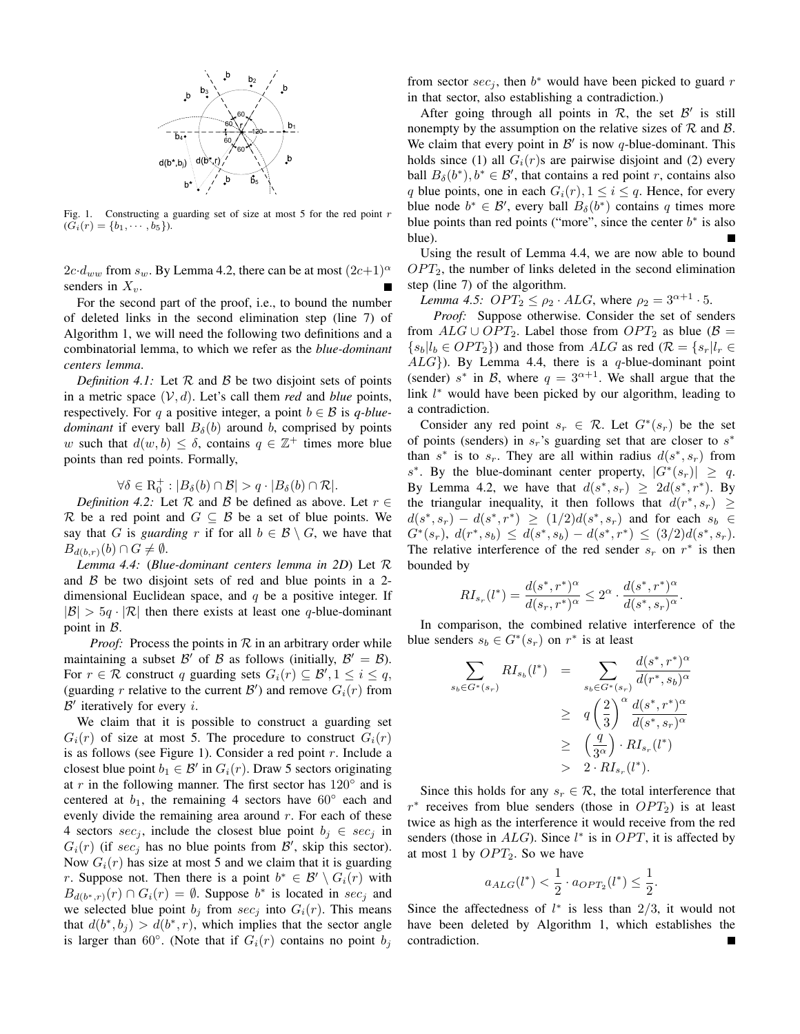Fig. 1. Constructing a guarding set of size at most 5 for the red point $r$ ($G_i(r) = \{b_1, \cdots, b_5\}$).

$2c{\cdot}d_{ww}$ from $s_w$. By Lemma 4.2, there can be at most $(2c+1)^\alpha$ senders in $X_v$. ∎

For the second part of the proof, i.e., to bound the number of deleted links in the second elimination step (line 7) of Algorithm 1, we will need the following two definitions and a combinatorial lemma, to which we refer as the *blue-dominant centers lemma*.

*Definition 4.1:* Let $\mathcal{R}$ and $\mathcal{B}$ be two disjoint sets of points in a metric space $(\mathcal{V}, d)$. Let's call them *red* and *blue* points, respectively. For $q$ a positive integer, a point $b \in \mathcal{B}$ is *q-blue-dominant* if every ball $B_\delta(b)$ around $b$, comprised by points $w$ such that $d(w, b) \leq \delta$, contains $q \in \mathbb{Z}^+$ times more blue points than red points. Formally,

$$\forall \delta \in \mathrm{R}_0^+ : |B_\delta(b) \cap \mathcal{B}| > q \cdot |B_\delta(b) \cap \mathcal{R}|.$$

*Definition 4.2:* Let $\mathcal{R}$ and $\mathcal{B}$ be defined as above. Let $r \in \mathcal{R}$ be a red point and $G \subseteq \mathcal{B}$ be a set of blue points. We say that $G$ is *guarding* $r$ if for all $b \in \mathcal{B} \setminus G$, we have that $B_{d(b,r)}(b) \cap G \neq \emptyset$.

*Lemma 4.4:* (*Blue-dominant centers lemma in 2D*) Let $\mathcal{R}$ and $\mathcal{B}$ be two disjoint sets of red and blue points in a 2-dimensional Euclidean space, and $q$ be a positive integer. If $|\mathcal{B}| > 5q \cdot |\mathcal{R}|$ then there exists at least one $q$-blue-dominant point in $\mathcal{B}$.

*Proof:* Process the points in $\mathcal{R}$ in an arbitrary order while maintaining a subset $\mathcal{B}'$ of $\mathcal{B}$ as follows (initially, $\mathcal{B}' = \mathcal{B}$). For $r \in \mathcal{R}$ construct $q$ guarding sets $G_i(r) \subseteq \mathcal{B}', 1 \leq i \leq q$, (guarding $r$ relative to the current $\mathcal{B}'$) and remove $G_i(r)$ from $\mathcal{B}'$ iteratively for every $i$.

We claim that it is possible to construct a guarding set $G_i(r)$ of size at most 5. The procedure to construct $G_i(r)$ is as follows (see Figure 1). Consider a red point $r$. Include a closest blue point $b_1 \in \mathcal{B}'$ in $G_i(r)$. Draw 5 sectors originating at $r$ in the following manner. The first sector has $120°$ and is centered at $b_1$, the remaining 4 sectors have $60°$ each and evenly divide the remaining area around $r$. For each of these 4 sectors $sec_j$, include the closest blue point $b_j \in sec_j$ in $G_i(r)$ (if $sec_j$ has no blue points from $\mathcal{B}'$, skip this sector). Now $G_i(r)$ has size at most 5 and we claim that it is guarding $r$. Suppose not. Then there is a point $b^* \in \mathcal{B}' \setminus G_i(r)$ with $B_{d(b^*,r)}(r) \cap G_i(r) = \emptyset$. Suppose $b^*$ is located in $sec_j$ and we selected blue point $b_j$ from $sec_j$ into $G_i(r)$. This means that $d(b^*, b_j) > d(b^*, r)$, which implies that the sector angle is larger than $60°$. (Note that if $G_i(r)$ contains no point $b_j$ from sector $sec_j$, then $b^*$ would have been picked to guard $r$ in that sector, also establishing a contradiction.)

After going through all points in $\mathcal{R}$, the set $\mathcal{B}'$ is still nonempty by the assumption on the relative sizes of $\mathcal{R}$ and $\mathcal{B}$. We claim that every point in $\mathcal{B}'$ is now $q$-blue-dominant. This holds since (1) all $G_i(r)$s are pairwise disjoint and (2) every ball $B_\delta(b^*), b^* \in \mathcal{B}'$, that contains a red point $r$, contains also $q$ blue points, one in each $G_i(r), 1 \leq i \leq q$. Hence, for every blue node $b^* \in \mathcal{B}'$, every ball $B_\delta(b^*)$ contains $q$ times more blue points than red points ("more", since the center $b^*$ is also blue). ∎

Using the result of Lemma 4.4, we are now able to bound $OPT_2$, the number of links deleted in the second elimination step (line 7) of the algorithm.

*Lemma 4.5:* $OPT_2 \leq \rho_2 \cdot ALG$, where $\rho_2 = 3^{\alpha+1} \cdot 5$.

*Proof:* Suppose otherwise. Consider the set of senders from $ALG \cup OPT_2$. Label those from $OPT_2$ as blue ($\mathcal{B} = \{s_b | l_b \in OPT_2\}$) and those from $ALG$ as red ($\mathcal{R} = \{s_r | l_r \in ALG\}$). By Lemma 4.4, there is a $q$-blue-dominant point (sender) $s^*$ in $\mathcal{B}$, where $q = 3^{\alpha+1}$. We shall argue that the link $l^*$ would have been picked by our algorithm, leading to a contradiction.

Consider any red point $s_r \in \mathcal{R}$. Let $G^*(s_r)$ be the set of points (senders) in $s_r$'s guarding set that are closer to $s^*$ than $s^*$ is to $s_r$. They are all within radius $d(s^*, s_r)$ from $s^*$. By the blue-dominant center property, $|G^*(s_r)| \geq q$. By Lemma 4.2, we have that $d(s^*, s_r) \geq 2d(s^*, r^*)$. By the triangular inequality, it then follows that $d(r^*, s_r) \geq d(s^*, s_r) - d(s^*, r^*) \geq (1/2)d(s^*, s_r)$ and for each $s_b \in G^*(s_r)$, $d(r^*, s_b) \leq d(s^*, s_b) - d(s^*, r^*) \leq (3/2)d(s^*, s_r)$. The relative interference of the red sender $s_r$ on $r^*$ is then bounded by

$$RI_{s_r}(l^*) = \frac{d(s^*, r^*)^\alpha}{d(s_r, r^*)^\alpha} \leq 2^\alpha \cdot \frac{d(s^*, r^*)^\alpha}{d(s^*, s_r)^\alpha}.$$

In comparison, the combined relative interference of the blue senders $s_b \in G^*(s_r)$ on $r^*$ is at least

$$\begin{aligned}
\sum_{s_b \in G^*(s_r)} RI_{s_b}(l^*) &= \sum_{s_b \in G^*(s_r)} \frac{d(s^*, r^*)^\alpha}{d(r^*, s_b)^\alpha} \\
&\geq q \left(\frac{2}{3}\right)^\alpha \frac{d(s^*, r^*)^\alpha}{d(s^*, s_r)^\alpha} \\
&\geq \left(\frac{q}{3^\alpha}\right) \cdot RI_{s_r}(l^*) \\
&> 2 \cdot RI_{s_r}(l^*).
\end{aligned}$$

Since this holds for any $s_r \in \mathcal{R}$, the total interference that $r^*$ receives from blue senders (those in $OPT_2$) is at least twice as high as the interference it would receive from the red senders (those in $ALG$). Since $l^*$ is in $OPT$, it is affected by at most 1 by $OPT_2$. So we have

$$a_{ALG}(l^*) < \frac{1}{2} \cdot a_{OPT_2}(l^*) \leq \frac{1}{2}.$$

Since the affectedness of $l^*$ is less than $2/3$, it would not have been deleted by Algorithm 1, which establishes the contradiction. ∎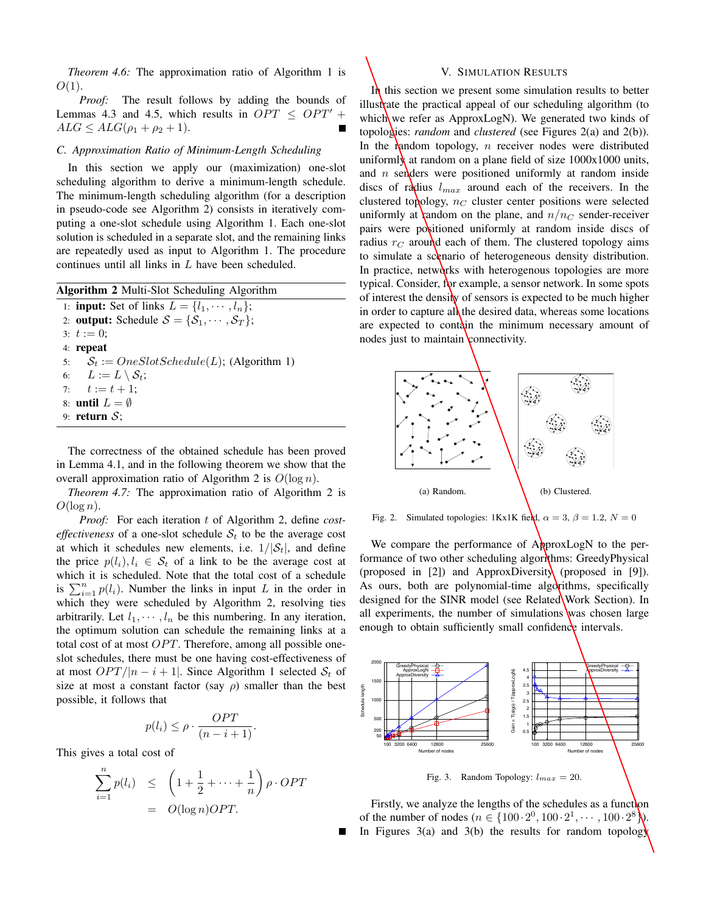*Theorem 4.6:* The approximation ratio of Algorithm 1 is $O(1)$.

*Proof:* The result follows by adding the bounds of Lemmas 4.3 and 4.5, which results in $OPT \leq OPT' + ALG \leq ALG(\rho_1 + \rho_2 + 1)$. ■

### C. Approximation Ratio of Minimum-Length Scheduling

In this section we apply our (maximization) one-slot scheduling algorithm to derive a minimum-length schedule. The minimum-length scheduling algorithm (for a description in pseudo-code see Algorithm 2) consists in iteratively computing a one-slot schedule using Algorithm 1. Each one-slot solution is scheduled in a separate slot, and the remaining links are repeatedly used as input to Algorithm 1. The procedure continues until all links in $L$ have been scheduled.

**Algorithm 2** Multi-Slot Scheduling Algorithm

```
1: input: Set of links L = {l_1, ..., l_n};
2: output: Schedule S = {S_1, ..., S_T};
3: t := 0;
4: repeat
5:    S_t := OneSlotSchedule(L); (Algorithm 1)
6:    L := L \ S_t;
7:    t := t + 1;
8: until L = ∅
9: return S;
```

The correctness of the obtained schedule has been proved in Lemma 4.1, and in the following theorem we show that the overall approximation ratio of Algorithm 2 is $O(\log n)$.

*Theorem 4.7:* The approximation ratio of Algorithm 2 is $O(\log n)$.

*Proof:* For each iteration $t$ of Algorithm 2, define *cost-effectiveness* of a one-slot schedule $\mathcal{S}_t$ to be the average cost at which it schedules new elements, i.e. $1/|\mathcal{S}_t|$, and define the price $p(l_i), l_i \in \mathcal{S}_t$ of a link to be the average cost at which it is scheduled. Note that the total cost of a schedule is $\sum_{i=1}^{n} p(l_i)$. Number the links in input $L$ in the order in which they were scheduled by Algorithm 2, resolving ties arbitrarily. Let $l_1, \cdots, l_n$ be this numbering. In any iteration, the optimum solution can schedule the remaining links at a total cost of at most $OPT$. Therefore, among all possible one-slot schedules, there must be one having cost-effectiveness of at most $OPT/|n-i+1|$. Since Algorithm 1 selected $\mathcal{S}_t$ of size at most a constant factor (say $\rho$) smaller than the best possible, it follows that

$$p(l_i) \leq \rho \cdot \frac{OPT}{(n-i+1)}.$$

This gives a total cost of

$$\sum_{i=1}^{n} p(l_i) \leq \left(1 + \frac{1}{2} + \cdots + \frac{1}{n}\right) \rho \cdot OPT = O(\log n) OPT.$$

■

## V. Simulation Results

In this section we present some simulation results to better illustrate the practical appeal of our scheduling algorithm (to which we refer as ApproxLogN). We generated two kinds of topologies: *random* and *clustered* (see Figures 2(a) and 2(b)). In the random topology, $n$ receiver nodes were distributed uniformly at random on a plane field of size 1000x1000 units, and $n$ senders were positioned uniformly at random inside discs of radius $l_{max}$ around each of the receivers. In the clustered topology, $n_C$ cluster center positions were selected uniformly at random on the plane, and $n/n_C$ sender-receiver pairs were positioned uniformly at random inside discs of radius $r_C$ around each of them. The clustered topology aims to simulate a scenario of heterogeneous density distribution. In practice, networks with heterogenous topologies are more typical. Consider, for example, a sensor network. In some spots of interest the density of sensors is expected to be much higher in order to capture all the desired data, whereas some locations are expected to contain the minimum necessary amount of nodes just to maintain connectivity.

(a) Random. (b) Clustered.

Fig. 2. Simulated topologies: 1Kx1K field, $\alpha = 3$, $\beta = 1.2$, $N = 0$

We compare the performance of ApproxLogN to the performance of two other scheduling algorithms: GreedyPhysical (proposed in [2]) and ApproxDiversity (proposed in [9]). As ours, both are polynomial-time algorithms, specifically designed for the SINR model (see Related Work Section). In all experiments, the number of simulations was chosen large enough to obtain sufficiently small confidence intervals.

Fig. 3. Random Topology: $l_{max} = 20$.

Firstly, we analyze the lengths of the schedules as a function of the number of nodes ($n \in \{100 \cdot 2^0, 100 \cdot 2^1, \cdots, 100 \cdot 2^8\}$). In Figures 3(a) and 3(b) the results for random topology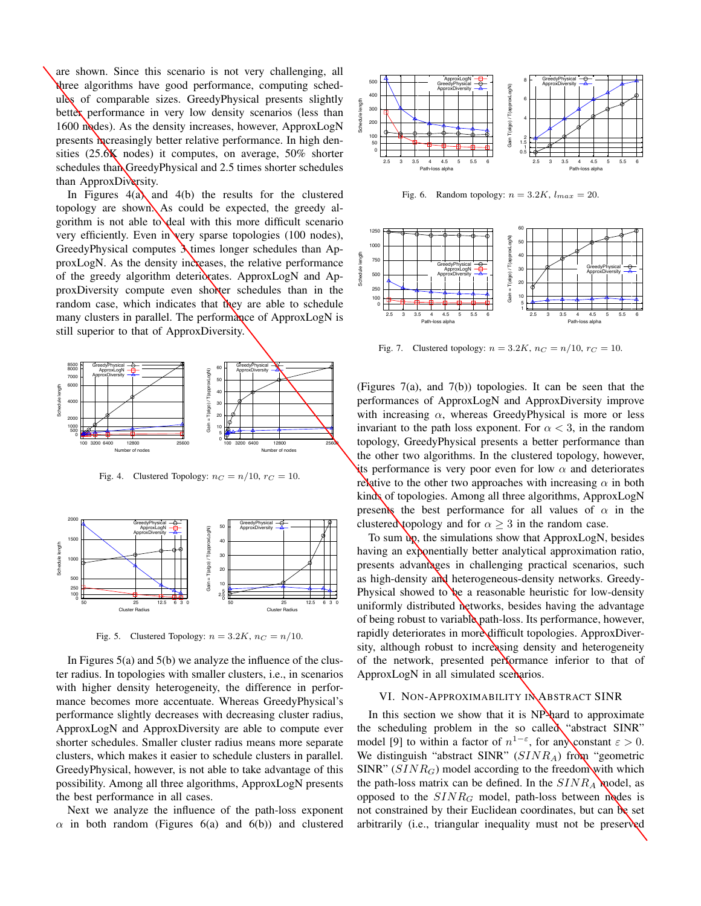are shown. Since this scenario is not very challenging, all three algorithms have good performance, computing schedules of comparable sizes. GreedyPhysical presents slightly better performance in very low density scenarios (less than 1600 nodes). As the density increases, however, ApproxLogN presents increasingly better relative performance. In high densities (25.6K nodes) it computes, on average, 50% shorter schedules than GreedyPhysical and 2.5 times shorter schedules than ApproxDiversity.

In Figures 4(a) and 4(b) the results for the clustered topology are shown. As could be expected, the greedy algorithm is not able to deal with this more difficult scenario very efficiently. Even in very sparse topologies (100 nodes), GreedyPhysical computes 3 times longer schedules than ApproxLogN. As the density increases, the relative performance of the greedy algorithm deteriorates. ApproxLogN and ApproxDiversity compute even shorter schedules than in the random case, which indicates that they are able to schedule many clusters in parallel. The performance of ApproxLogN is still superior to that of ApproxDiversity.

Fig. 4. Clustered Topology: $n_C = n/10$, $r_C = 10$.

Fig. 5. Clustered Topology: $n = 3.2K$, $n_C = n/10$.

In Figures 5(a) and 5(b) we analyze the influence of the cluster radius. In topologies with smaller clusters, i.e., in scenarios with higher density heterogeneity, the difference in performance becomes more accentuate. Whereas GreedyPhysical's performance slightly decreases with decreasing cluster radius, ApproxLogN and ApproxDiversity are able to compute ever shorter schedules. Smaller cluster radius means more separate clusters, which makes it easier to schedule clusters in parallel. GreedyPhysical, however, is not able to take advantage of this possibility. Among all three algorithms, ApproxLogN presents the best performance in all cases.

Next we analyze the influence of the path-loss exponent $\alpha$ in both random (Figures 6(a) and 6(b)) and clustered (Figures 7(a), and 7(b)) topologies. It can be seen that the performances of ApproxLogN and ApproxDiversity improve with increasing $\alpha$, whereas GreedyPhysical is more or less invariant to the path loss exponent. For $\alpha < 3$, in the random topology, GreedyPhysical presents a better performance than the other two algorithms. In the clustered topology, however, its performance is very poor even for low $\alpha$ and deteriorates relative to the other two approaches with increasing $\alpha$ in both kinds of topologies. Among all three algorithms, ApproxLogN presents the best performance for all values of $\alpha$ in the clustered topology and for $\alpha \geq 3$ in the random case.

Fig. 6. Random topology: $n = 3.2K$, $l_{max} = 20$.

Fig. 7. Clustered topology: $n = 3.2K$, $n_C = n/10$, $r_C = 10$.

To sum up, the simulations show that ApproxLogN, besides having an exponentially better analytical approximation ratio, presents advantages in challenging practical scenarios, such as high-density and heterogeneous-density networks. GreedyPhysical showed to be a reasonable heuristic for low-density uniformly distributed networks, besides having the advantage of being robust to variable path-loss. Its performance, however, rapidly deteriorates in more difficult topologies. ApproxDiversity, although robust to increasing density and heterogeneity of the network, presented performance inferior to that of ApproxLogN in all simulated scenarios.

## VI. Non-Approximability in Abstract SINR

In this section we show that it is NP-hard to approximate the scheduling problem in the so called "abstract SINR" model [9] to within a factor of $n^{1-\varepsilon}$, for any constant $\varepsilon > 0$. We distinguish "abstract SINR" ($SINR_A$) from "geometric SINR" ($SINR_G$) model according to the freedom with which the path-loss matrix can be defined. In the $SINR_A$ model, as opposed to the $SINR_G$ model, path-loss between nodes is not constrained by their Euclidean coordinates, but can be set arbitrarily (i.e., triangular inequality must not be preserved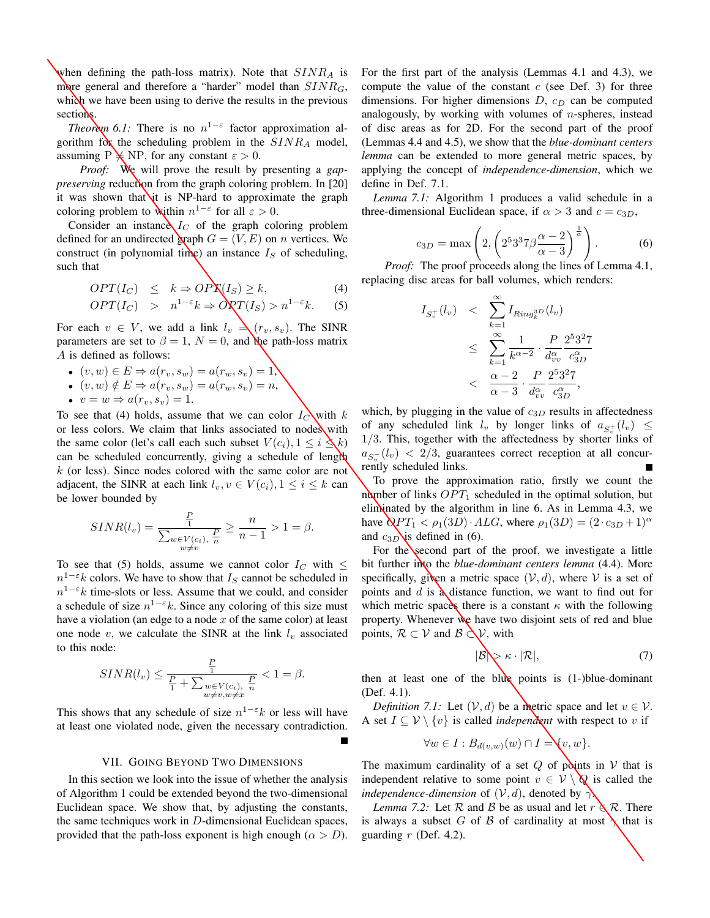when defining the path-loss matrix). Note that $SINR_A$ is more general and therefore a "harder" model than $SINR_G$, which we have been using to derive the results in the previous sections.

*Theorem 6.1:* There is no $n^{1-\varepsilon}$ factor approximation algorithm for the scheduling problem in the $SINR_A$ model, assuming P $\neq$ NP, for any constant $\varepsilon > 0$.

*Proof:* We will prove the result by presenting a *gap-preserving* reduction from the graph coloring problem. In [20] it was shown that it is NP-hard to approximate the graph coloring problem to within $n^{1-\varepsilon}$ for all $\varepsilon > 0$.

Consider an instance $I_C$ of the graph coloring problem defined for an undirected graph $G = (V, E)$ on $n$ vertices. We construct (in polynomial time) an instance $I_S$ of scheduling, such that

$$OPT(I_C) \leq k \Rightarrow OPT(I_S) \geq k, \qquad (4)$$

$$OPT(I_C) > n^{1-\varepsilon}k \Rightarrow OPT(I_S) > n^{1-\varepsilon}k. \qquad (5)$$

For each $v \in V$, we add a link $l_v = (r_v, s_v)$. The SINR parameters are set to $\beta = 1$, $N = 0$, and the path-loss matrix $A$ is defined as follows:

- $(v, w) \in E \Rightarrow a(r_v, s_w) = a(r_w, s_v) = 1$,
- $(v, w) \notin E \Rightarrow a(r_v, s_w) = a(r_w, s_v) = n$,
- $v = w \Rightarrow a(r_v, s_v) = 1$.

To see that (4) holds, assume that we can color $I_C$ with $k$ or less colors. We claim that links associated to nodes with the same color (let's call each such subset $V(c_i), 1 \leq i \leq k$) can be scheduled concurrently, giving a schedule of length $k$ (or less). Since nodes colored with the same color are not adjacent, the SINR at each link $l_v, v \in V(c_i), 1 \leq i \leq k$ can be lower bounded by

$$SINR(l_v) = \frac{\frac{P}{1}}{\sum_{\substack{w \in V(c_i),\\ w \neq v}} \frac{P}{n}} \geq \frac{n}{n-1} > 1 = \beta.$$

To see that (5) holds, assume we cannot color $I_C$ with $\leq n^{1-\varepsilon}k$ colors. We have to show that $I_S$ cannot be scheduled in $n^{1-\varepsilon}k$ time-slots or less. Assume that we could, and consider a schedule of size $n^{1-\varepsilon}k$. Since any coloring of this size must have a violation (an edge to a node $x$ of the same color) at least one node $v$, we calculate the SINR at the link $l_v$ associated to this node:

$$SINR(l_v) \leq \frac{\frac{P}{1}}{\frac{P}{1} + \sum_{\substack{w \in V(c_i),\\ w \neq v, w \neq x}} \frac{P}{n}} < 1 = \beta.$$

This shows that any schedule of size $n^{1-\varepsilon}k$ or less will have at least one violated node, given the necessary contradiction. ∎

## VII. Going Beyond Two Dimensions

In this section we look into the issue of whether the analysis of Algorithm 1 could be extended beyond the two-dimensional Euclidean space. We show that, by adjusting the constants, the same techniques work in $D$-dimensional Euclidean spaces, provided that the path-loss exponent is high enough ($\alpha > D$). For the first part of the analysis (Lemmas 4.1 and 4.3), we compute the value of the constant $c$ (see Def. 3) for three dimensions. For higher dimensions $D$, $c_D$ can be computed analogously, by working with volumes of $n$-spheres, instead of disc areas as for 2D. For the second part of the proof (Lemmas 4.4 and 4.5), we show that the *blue-dominant centers lemma* can be extended to more general metric spaces, by applying the concept of *independence-dimension*, which we define in Def. 7.1.

*Lemma 7.1:* Algorithm 1 produces a valid schedule in a three-dimensional Euclidean space, if $\alpha > 3$ and $c = c_{3D}$,

$$c_{3D} = \max\left(2, \left(2^5 3^3 7 \beta \frac{\alpha - 2}{\alpha - 3}\right)^{\frac{1}{\alpha}}\right). \qquad (6)$$

*Proof:* The proof proceeds along the lines of Lemma 4.1, replacing disc areas for ball volumes, which renders:

$$\begin{aligned} I_{S_v^+}(l_v) &< \sum_{k=1}^{\infty} I_{Ring_k^{3D}}(l_v) \\ &\leq \sum_{k=1}^{\infty} \frac{1}{k^{\alpha-2}} \cdot \frac{P}{d_{vv}^{\alpha}} \frac{2^5 3^2 7}{c_{3D}^{\alpha}} \\ &< \frac{\alpha - 2}{\alpha - 3} \cdot \frac{P}{d_{vv}^{\alpha}} \frac{2^5 3^2 7}{c_{3D}^{\alpha}}, \end{aligned}$$

which, by plugging in the value of $c_{3D}$ results in affectedness of any scheduled link $l_v$ by longer links of $a_{S_v^+}(l_v) \leq 1/3$. This, together with the affectedness by shorter links of $a_{S_v^-}(l_v) < 2/3$, guarantees correct reception at all concurrently scheduled links. ∎

To prove the approximation ratio, firstly we count the number of links $OPT_1$ scheduled in the optimal solution, but eliminated by the algorithm in line 6. As in Lemma 4.3, we have $OPT_1 < \rho_1(3D) \cdot ALG$, where $\rho_1(3D) = (2 \cdot c_{3D} + 1)^{\alpha}$ and $c_{3D}$ is defined in (6).

For the second part of the proof, we investigate a little bit further into the *blue-dominant centers lemma* (4.4). More specifically, given a metric space $(\mathcal{V}, d)$, where $\mathcal{V}$ is a set of points and $d$ is a distance function, we want to find out for which metric spaces there is a constant $\kappa$ with the following property. Whenever we have two disjoint sets of red and blue points, $\mathcal{R} \subset \mathcal{V}$ and $\mathcal{B} \subset \mathcal{V}$, with

$$|\mathcal{B}| > \kappa \cdot |\mathcal{R}|, \qquad (7)$$

then at least one of the blue points is (1-)blue-dominant (Def. 4.1).

*Definition 7.1:* Let $(\mathcal{V}, d)$ be a metric space and let $v \in \mathcal{V}$. A set $I \subseteq \mathcal{V} \setminus \{v\}$ is called *independent* with respect to $v$ if

$$\forall w \in I : B_{d(v,w)}(w) \cap I = \{v, w\}.$$

The maximum cardinality of a set $Q$ of points in $\mathcal{V}$ that is independent relative to some point $v \in \mathcal{V} \setminus Q$ is called the *independence-dimension* of $(\mathcal{V}, d)$, denoted by $\gamma$.

*Lemma 7.2:* Let $\mathcal{R}$ and $\mathcal{B}$ be as usual and let $r \in \mathcal{R}$. There is always a subset $G$ of $\mathcal{B}$ of cardinality at most $\gamma$ that is guarding $r$ (Def. 4.2).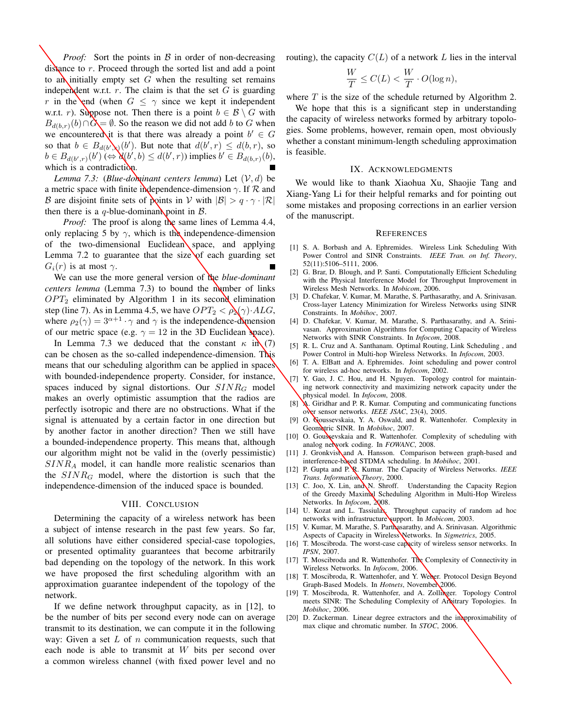*Proof:* Sort the points in $\mathcal{B}$ in order of non-decreasing distance to $r$. Proceed through the sorted list and add a point to an initially empty set $G$ when the resulting set remains independent w.r.t. $r$. The claim is that the set $G$ is guarding $r$ in the end (when $G \leq \gamma$ since we kept it independent w.r.t. $r$). Suppose not. Then there is a point $b \in \mathcal{B} \setminus G$ with $B_{d(b,r)}(b) \cap G = \emptyset$. So the reason we did not add $b$ to $G$ when we encountered it is that there was already a point $b' \in G$ so that $b \in B_{d(b',r)}(b')$. But note that $d(b', r) \leq d(b, r)$, so $b \in B_{d(b',r)}(b')$ ($\Leftrightarrow d(b', b) \leq d(b', r)$) implies $b' \in B_{d(b,r)}(b)$, which is a contradiction. ■

*Lemma 7.3:* (*Blue-dominant centers lemma*) Let $(\mathcal{V}, d)$ be a metric space with finite independence-dimension $\gamma$. If $\mathcal{R}$ and $\mathcal{B}$ are disjoint finite sets of points in $\mathcal{V}$ with $|\mathcal{B}| > q \cdot \gamma \cdot |\mathcal{R}|$ then there is a $q$-blue-dominant point in $\mathcal{B}$.

*Proof:* The proof is along the same lines of Lemma 4.4, only replacing 5 by $\gamma$, which is the independence-dimension of the two-dimensional Euclidean space, and applying Lemma 7.2 to guarantee that the size of each guarding set $G_i(r)$ is at most $\gamma$. ■

We can use the more general version of the *blue-dominant centers lemma* (Lemma 7.3) to bound the number of links $OPT_2$ eliminated by Algorithm 1 in its second elimination step (line 7). As in Lemma 4.5, we have $OPT_2 < \rho_2(\gamma) \cdot ALG$, where $\rho_2(\gamma) = 3^{\alpha+1} \cdot \gamma$ and $\gamma$ is the independence-dimension of our metric space (e.g. $\gamma = 12$ in the 3D Euclidean space).

In Lemma 7.3 we deduced that the constant $\kappa$ in (7) can be chosen as the so-called independence-dimension. This means that our scheduling algorithm can be applied in spaces with bounded-independence property. Consider, for instance, spaces induced by signal distortions. Our $SINR_G$ model makes an overly optimistic assumption that the radios are perfectly isotropic and there are no obstructions. What if the signal is attenuated by a certain factor in one direction but by another factor in another direction? Then we still have a bounded-independence property. This means that, although our algorithm might not be valid in the (overly pessimistic) $SINR_A$ model, it can handle more realistic scenarios than the $SINR_G$ model, where the distortion is such that the independence-dimension of the induced space is bounded.

## VIII. Conclusion

Determining the capacity of a wireless network has been a subject of intense research in the past few years. So far, all solutions have either considered special-case topologies, or presented optimality guarantees that become arbitrarily bad depending on the topology of the network. In this work we have proposed the first scheduling algorithm with an approximation guarantee independent of the topology of the network.

If we define network throughput capacity, as in [12], to be the number of bits per second every node can on average transmit to its destination, we can compute it in the following way: Given a set $L$ of $n$ communication requests, such that each node is able to transmit at $W$ bits per second over a common wireless channel (with fixed power level and no routing), the capacity $C(L)$ of a network $L$ lies in the interval

$$\frac{W}{T} \leq C(L) < \frac{W}{T} \cdot O(\log n),$$

where $T$ is the size of the schedule returned by Algorithm 2.

We hope that this is a significant step in understanding the capacity of wireless networks formed by arbitrary topologies. Some problems, however, remain open, most obviously whether a constant minimum-length scheduling approximation is feasible.

## IX. Acknowledgments

We would like to thank Xiaohua Xu, Shaojie Tang and Xiang-Yang Li for their helpful remarks and for pointing out some mistakes and proposing corrections in an earlier version of the manuscript.

## References

[1] S. A. Borbash and A. Ephremides. Wireless Link Scheduling With Power Control and SINR Constraints. *IEEE Tran. on Inf. Theory*, 52(11):5106–5111, 2006.

[2] G. Brar, D. Blough, and P. Santi. Computationally Efficient Scheduling with the Physical Interference Model for Throughput Improvement in Wireless Mesh Networks. In *Mobicom*, 2006.

[3] D. Chafekar, V. Kumar, M. Marathe, S. Parthasarathy, and A. Srinivasan. Cross-layer Latency Minimization for Wireless Networks using SINR Constraints. In *Mobihoc*, 2007.

[4] D. Chafekar, V. Kumar, M. Marathe, S. Parthasarathy, and A. Srinivasan. Approximation Algorithms for Computing Capacity of Wireless Networks with SINR Constraints. In *Infocom*, 2008.

[5] R. L. Cruz and A. Santhanam. Optimal Routing, Link Scheduling , and Power Control in Multi-hop Wireless Networks. In *Infocom*, 2003.

[6] T. A. ElBatt and A. Ephremides. Joint scheduling and power control for wireless ad-hoc networks. In *Infocom*, 2002.

[7] Y. Gao, J. C. Hou, and H. Nguyen. Topology control for maintaining network connectivity and maximizing network capacity under the physical model. In *Infocom*, 2008.

[8] A. Giridhar and P. R. Kumar. Computing and communicating functions over sensor networks. *IEEE JSAC*, 23(4), 2005.

[9] O. Goussevskaia, Y. A. Oswald, and R. Wattenhofer. Complexity in Geometric SINR. In *Mobihoc*, 2007.

[10] O. Goussevskaia and R. Wattenhofer. Complexity of scheduling with analog network coding. In *FOWANC*, 2008.

[11] J. Gronkvist and A. Hansson. Comparison between graph-based and interference-based STDMA scheduling. In *Mobihoc*, 2001.

[12] P. Gupta and P. R. Kumar. The Capacity of Wireless Networks. *IEEE Trans. Information Theory*, 2000.

[13] C. Joo, X. Lin, and N. Shroff. Understanding the Capacity Region of the Greedy Maximal Scheduling Algorithm in Multi-Hop Wireless Networks. In *Infocom*, 2008.

[14] U. Kozat and L. Tassiulas. Throughput capacity of random ad hoc networks with infrastructure support. In *Mobicom*, 2003.

[15] V. Kumar, M. Marathe, S. Parthasarathy, and A. Srinivasan. Algorithmic Aspects of Capacity in Wireless Networks. In *Sigmetrics*, 2005.

[16] T. Moscibroda. The worst-case capacity of wireless sensor networks. In *IPSN*, 2007.

[17] T. Moscibroda and R. Wattenhofer. The Complexity of Connectivity in Wireless Networks. In *Infocom*, 2006.

[18] T. Moscibroda, R. Wattenhofer, and Y. Weber. Protocol Design Beyond Graph-Based Models. In *Hotnets*, November 2006.

[19] T. Moscibroda, R. Wattenhofer, and A. Zollinger. Topology Control meets SINR: The Scheduling Complexity of Arbitrary Topologies. In *Mobihoc*, 2006.

[20] D. Zuckerman. Linear degree extractors and the inapproximability of max clique and chromatic number. In *STOC*, 2006.